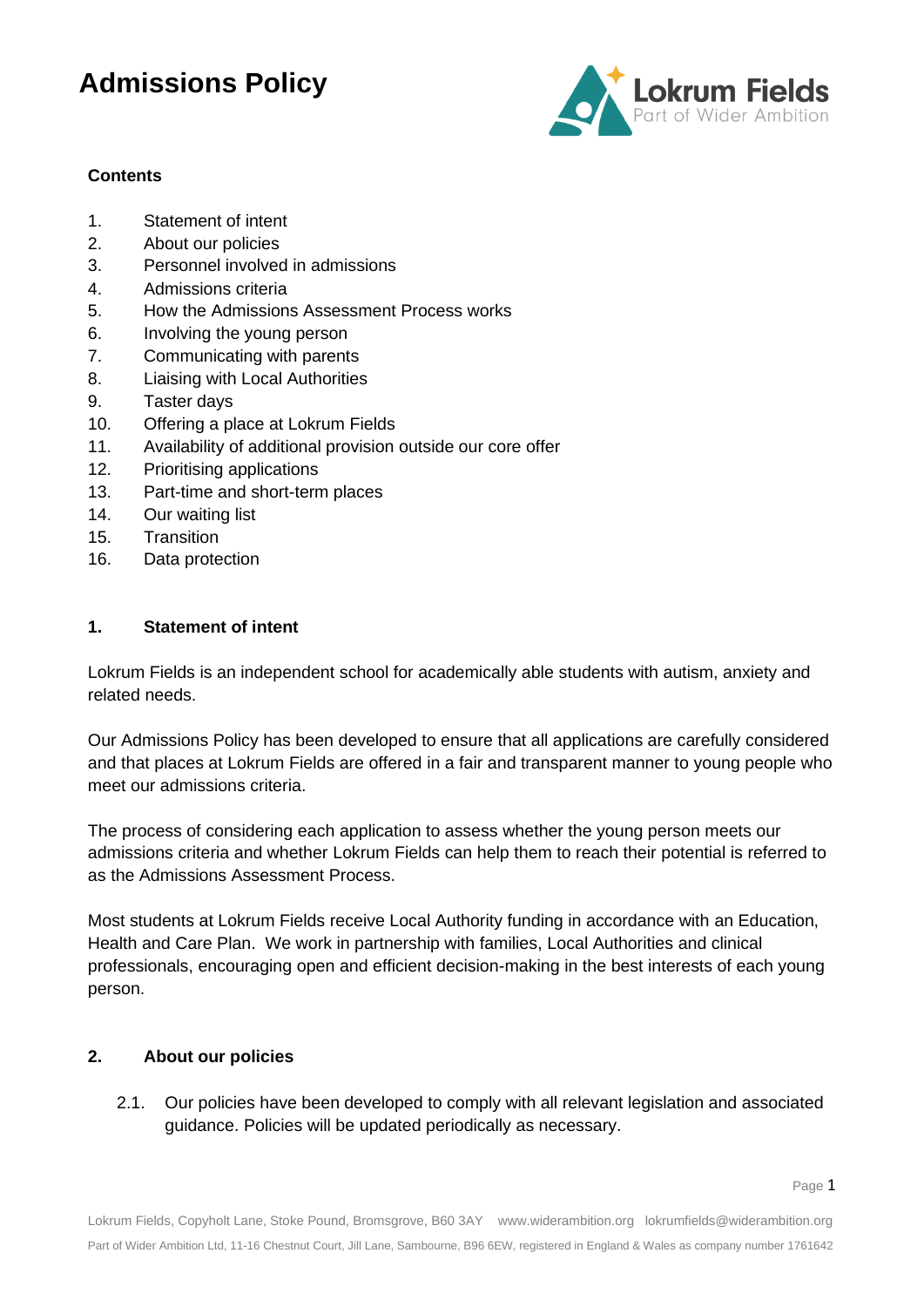# Admissions Policy

**Contents**

1. Statement of intent
2. About our policies
3. Personnel involved in admissions
4. Admissions criteria
5. How the Admissions Assessment Process works
6. Involving the young person
7. Communicating with parents
8. Liaising with Local Authorities
9. Taster days
10. Offering a place at Lokrum Fields
11. Availability of additional provision outside our core offer
12. Prioritising applications
13. Part-time and short-term places
14. Our waiting list
15. Transition
16. Data protection

## 1. Statement of intent

Lokrum Fields is an independent school for academically able students with autism, anxiety and related needs.

Our Admissions Policy has been developed to ensure that all applications are carefully considered and that places at Lokrum Fields are offered in a fair and transparent manner to young people who meet our admissions criteria.

The process of considering each application to assess whether the young person meets our admissions criteria and whether Lokrum Fields can help them to reach their potential is referred to as the Admissions Assessment Process.

Most students at Lokrum Fields receive Local Authority funding in accordance with an Education, Health and Care Plan. We work in partnership with families, Local Authorities and clinical professionals, encouraging open and efficient decision-making in the best interests of each young person.

## 2. About our policies

2.1. Our policies have been developed to comply with all relevant legislation and associated guidance. Policies will be updated periodically as necessary.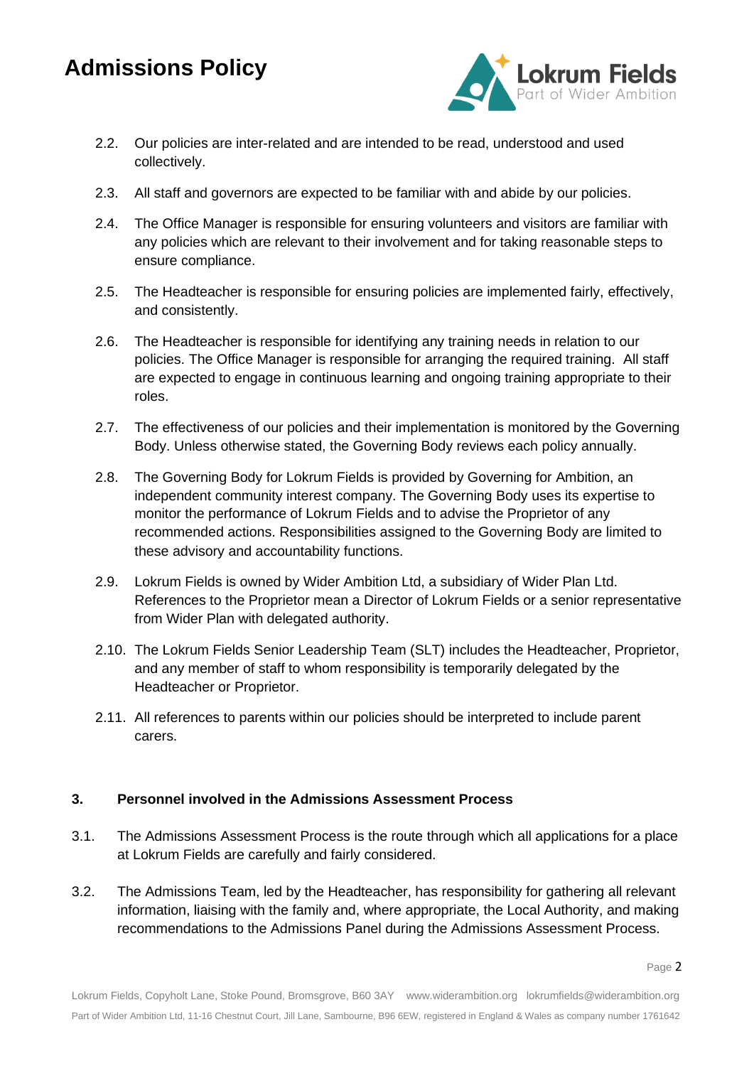2.2. Our policies are inter-related and are intended to be read, understood and used collectively.

2.3. All staff and governors are expected to be familiar with and abide by our policies.

2.4. The Office Manager is responsible for ensuring volunteers and visitors are familiar with any policies which are relevant to their involvement and for taking reasonable steps to ensure compliance.

2.5. The Headteacher is responsible for ensuring policies are implemented fairly, effectively, and consistently.

2.6. The Headteacher is responsible for identifying any training needs in relation to our policies. The Office Manager is responsible for arranging the required training. All staff are expected to engage in continuous learning and ongoing training appropriate to their roles.

2.7. The effectiveness of our policies and their implementation is monitored by the Governing Body. Unless otherwise stated, the Governing Body reviews each policy annually.

2.8. The Governing Body for Lokrum Fields is provided by Governing for Ambition, an independent community interest company. The Governing Body uses its expertise to monitor the performance of Lokrum Fields and to advise the Proprietor of any recommended actions. Responsibilities assigned to the Governing Body are limited to these advisory and accountability functions.

2.9. Lokrum Fields is owned by Wider Ambition Ltd, a subsidiary of Wider Plan Ltd. References to the Proprietor mean a Director of Lokrum Fields or a senior representative from Wider Plan with delegated authority.

2.10. The Lokrum Fields Senior Leadership Team (SLT) includes the Headteacher, Proprietor, and any member of staff to whom responsibility is temporarily delegated by the Headteacher or Proprietor.

2.11. All references to parents within our policies should be interpreted to include parent carers.

## 3. Personnel involved in the Admissions Assessment Process

3.1. The Admissions Assessment Process is the route through which all applications for a place at Lokrum Fields are carefully and fairly considered.

3.2. The Admissions Team, led by the Headteacher, has responsibility for gathering all relevant information, liaising with the family and, where appropriate, the Local Authority, and making recommendations to the Admissions Panel during the Admissions Assessment Process.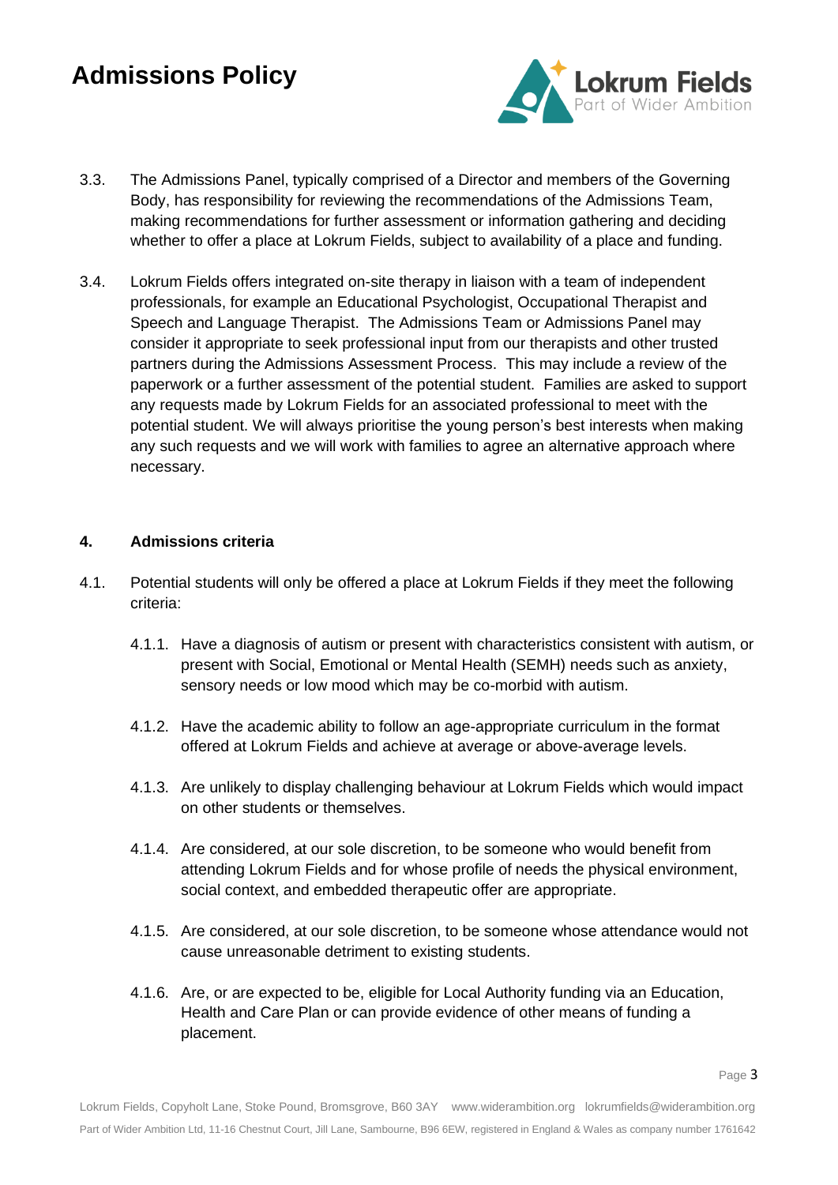3.3. The Admissions Panel, typically comprised of a Director and members of the Governing Body, has responsibility for reviewing the recommendations of the Admissions Team, making recommendations for further assessment or information gathering and deciding whether to offer a place at Lokrum Fields, subject to availability of a place and funding.

3.4. Lokrum Fields offers integrated on-site therapy in liaison with a team of independent professionals, for example an Educational Psychologist, Occupational Therapist and Speech and Language Therapist. The Admissions Team or Admissions Panel may consider it appropriate to seek professional input from our therapists and other trusted partners during the Admissions Assessment Process. This may include a review of the paperwork or a further assessment of the potential student. Families are asked to support any requests made by Lokrum Fields for an associated professional to meet with the potential student. We will always prioritise the young person's best interests when making any such requests and we will work with families to agree an alternative approach where necessary.

## 4. Admissions criteria

4.1. Potential students will only be offered a place at Lokrum Fields if they meet the following criteria:

4.1.1. Have a diagnosis of autism or present with characteristics consistent with autism, or present with Social, Emotional or Mental Health (SEMH) needs such as anxiety, sensory needs or low mood which may be co-morbid with autism.

4.1.2. Have the academic ability to follow an age-appropriate curriculum in the format offered at Lokrum Fields and achieve at average or above-average levels.

4.1.3. Are unlikely to display challenging behaviour at Lokrum Fields which would impact on other students or themselves.

4.1.4. Are considered, at our sole discretion, to be someone who would benefit from attending Lokrum Fields and for whose profile of needs the physical environment, social context, and embedded therapeutic offer are appropriate.

4.1.5. Are considered, at our sole discretion, to be someone whose attendance would not cause unreasonable detriment to existing students.

4.1.6. Are, or are expected to be, eligible for Local Authority funding via an Education, Health and Care Plan or can provide evidence of other means of funding a placement.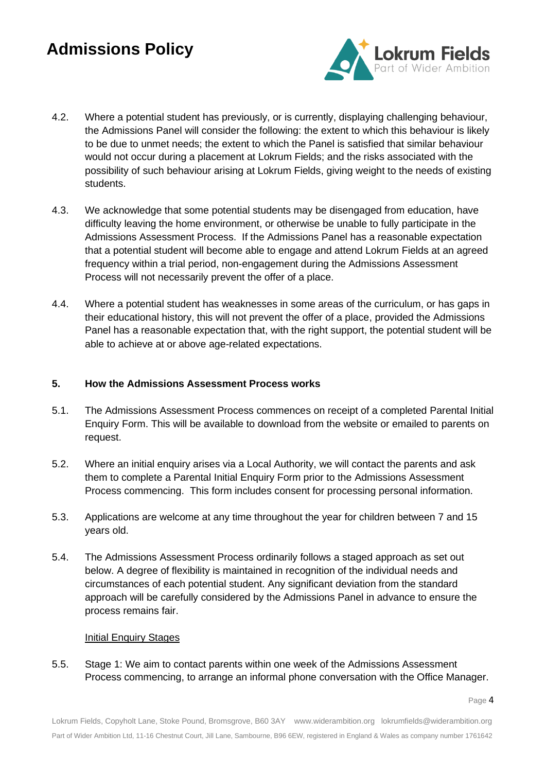4.2. Where a potential student has previously, or is currently, displaying challenging behaviour, the Admissions Panel will consider the following: the extent to which this behaviour is likely to be due to unmet needs; the extent to which the Panel is satisfied that similar behaviour would not occur during a placement at Lokrum Fields; and the risks associated with the possibility of such behaviour arising at Lokrum Fields, giving weight to the needs of existing students.

4.3. We acknowledge that some potential students may be disengaged from education, have difficulty leaving the home environment, or otherwise be unable to fully participate in the Admissions Assessment Process. If the Admissions Panel has a reasonable expectation that a potential student will become able to engage and attend Lokrum Fields at an agreed frequency within a trial period, non-engagement during the Admissions Assessment Process will not necessarily prevent the offer of a place.

4.4. Where a potential student has weaknesses in some areas of the curriculum, or has gaps in their educational history, this will not prevent the offer of a place, provided the Admissions Panel has a reasonable expectation that, with the right support, the potential student will be able to achieve at or above age-related expectations.

## 5. How the Admissions Assessment Process works

5.1. The Admissions Assessment Process commences on receipt of a completed Parental Initial Enquiry Form. This will be available to download from the website or emailed to parents on request.

5.2. Where an initial enquiry arises via a Local Authority, we will contact the parents and ask them to complete a Parental Initial Enquiry Form prior to the Admissions Assessment Process commencing. This form includes consent for processing personal information.

5.3. Applications are welcome at any time throughout the year for children between 7 and 15 years old.

5.4. The Admissions Assessment Process ordinarily follows a staged approach as set out below. A degree of flexibility is maintained in recognition of the individual needs and circumstances of each potential student. Any significant deviation from the standard approach will be carefully considered by the Admissions Panel in advance to ensure the process remains fair.

<u>Initial Enquiry Stages</u>

5.5. Stage 1: We aim to contact parents within one week of the Admissions Assessment Process commencing, to arrange an informal phone conversation with the Office Manager.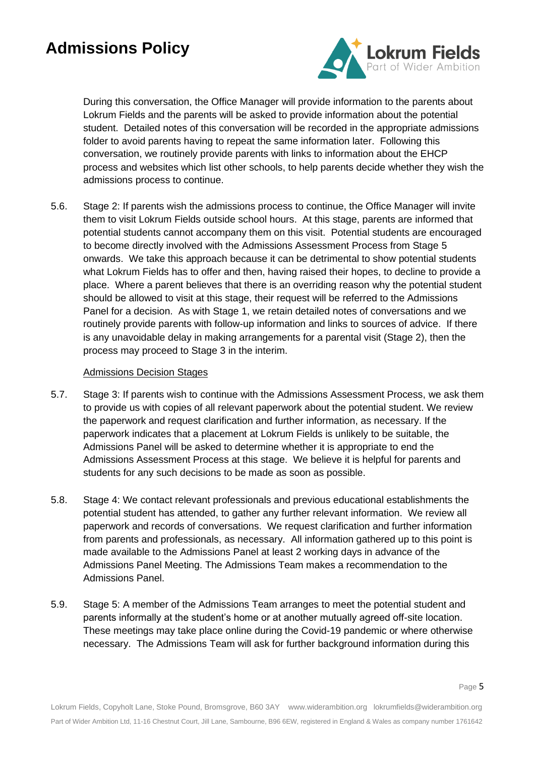During this conversation, the Office Manager will provide information to the parents about Lokrum Fields and the parents will be asked to provide information about the potential student. Detailed notes of this conversation will be recorded in the appropriate admissions folder to avoid parents having to repeat the same information later. Following this conversation, we routinely provide parents with links to information about the EHCP process and websites which list other schools, to help parents decide whether they wish the admissions process to continue.

5.6. Stage 2: If parents wish the admissions process to continue, the Office Manager will invite them to visit Lokrum Fields outside school hours. At this stage, parents are informed that potential students cannot accompany them on this visit. Potential students are encouraged to become directly involved with the Admissions Assessment Process from Stage 5 onwards. We take this approach because it can be detrimental to show potential students what Lokrum Fields has to offer and then, having raised their hopes, to decline to provide a place. Where a parent believes that there is an overriding reason why the potential student should be allowed to visit at this stage, their request will be referred to the Admissions Panel for a decision. As with Stage 1, we retain detailed notes of conversations and we routinely provide parents with follow-up information and links to sources of advice. If there is any unavoidable delay in making arrangements for a parental visit (Stage 2), then the process may proceed to Stage 3 in the interim.

<u>Admissions Decision Stages</u>

5.7. Stage 3: If parents wish to continue with the Admissions Assessment Process, we ask them to provide us with copies of all relevant paperwork about the potential student. We review the paperwork and request clarification and further information, as necessary. If the paperwork indicates that a placement at Lokrum Fields is unlikely to be suitable, the Admissions Panel will be asked to determine whether it is appropriate to end the Admissions Assessment Process at this stage. We believe it is helpful for parents and students for any such decisions to be made as soon as possible.

5.8. Stage 4: We contact relevant professionals and previous educational establishments the potential student has attended, to gather any further relevant information. We review all paperwork and records of conversations. We request clarification and further information from parents and professionals, as necessary. All information gathered up to this point is made available to the Admissions Panel at least 2 working days in advance of the Admissions Panel Meeting. The Admissions Team makes a recommendation to the Admissions Panel.

5.9. Stage 5: A member of the Admissions Team arranges to meet the potential student and parents informally at the student's home or at another mutually agreed off-site location. These meetings may take place online during the Covid-19 pandemic or where otherwise necessary. The Admissions Team will ask for further background information during this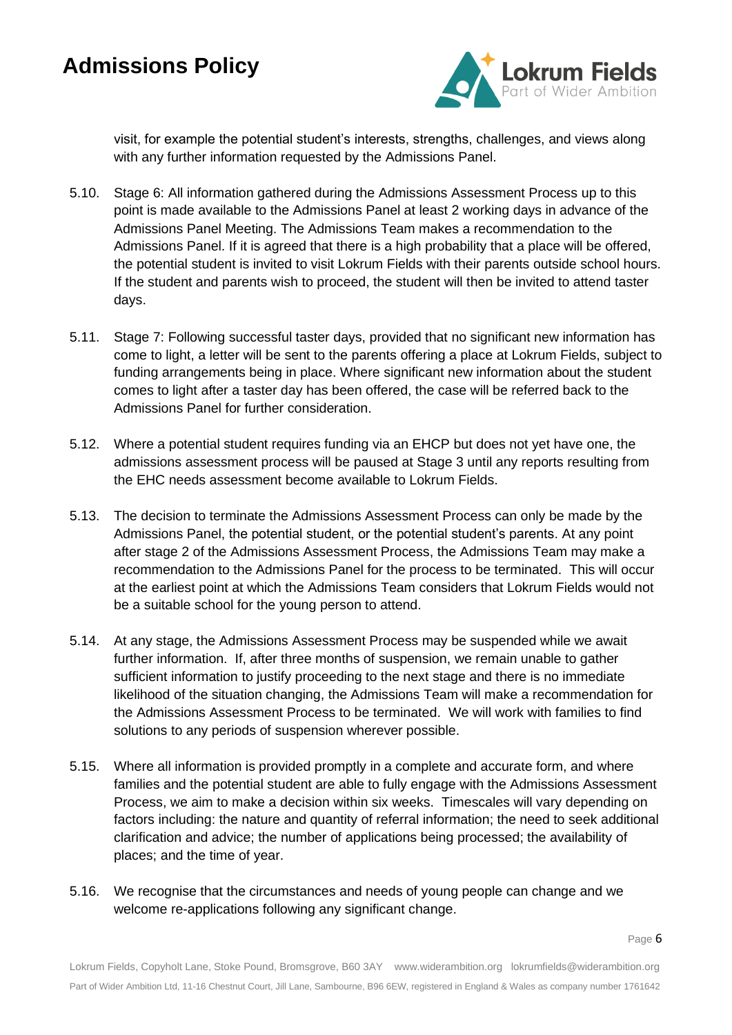visit, for example the potential student's interests, strengths, challenges, and views along with any further information requested by the Admissions Panel.

5.10. Stage 6: All information gathered during the Admissions Assessment Process up to this point is made available to the Admissions Panel at least 2 working days in advance of the Admissions Panel Meeting. The Admissions Team makes a recommendation to the Admissions Panel. If it is agreed that there is a high probability that a place will be offered, the potential student is invited to visit Lokrum Fields with their parents outside school hours. If the student and parents wish to proceed, the student will then be invited to attend taster days.

5.11. Stage 7: Following successful taster days, provided that no significant new information has come to light, a letter will be sent to the parents offering a place at Lokrum Fields, subject to funding arrangements being in place. Where significant new information about the student comes to light after a taster day has been offered, the case will be referred back to the Admissions Panel for further consideration.

5.12. Where a potential student requires funding via an EHCP but does not yet have one, the admissions assessment process will be paused at Stage 3 until any reports resulting from the EHC needs assessment become available to Lokrum Fields.

5.13. The decision to terminate the Admissions Assessment Process can only be made by the Admissions Panel, the potential student, or the potential student's parents. At any point after stage 2 of the Admissions Assessment Process, the Admissions Team may make a recommendation to the Admissions Panel for the process to be terminated. This will occur at the earliest point at which the Admissions Team considers that Lokrum Fields would not be a suitable school for the young person to attend.

5.14. At any stage, the Admissions Assessment Process may be suspended while we await further information. If, after three months of suspension, we remain unable to gather sufficient information to justify proceeding to the next stage and there is no immediate likelihood of the situation changing, the Admissions Team will make a recommendation for the Admissions Assessment Process to be terminated. We will work with families to find solutions to any periods of suspension wherever possible.

5.15. Where all information is provided promptly in a complete and accurate form, and where families and the potential student are able to fully engage with the Admissions Assessment Process, we aim to make a decision within six weeks. Timescales will vary depending on factors including: the nature and quantity of referral information; the need to seek additional clarification and advice; the number of applications being processed; the availability of places; and the time of year.

5.16. We recognise that the circumstances and needs of young people can change and we welcome re-applications following any significant change.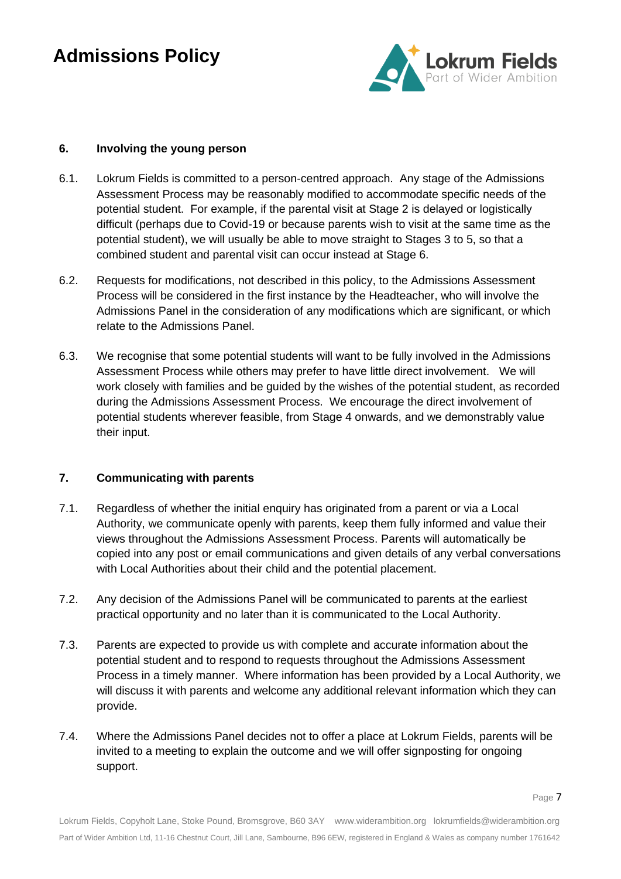## 6. Involving the young person

6.1. Lokrum Fields is committed to a person-centred approach. Any stage of the Admissions Assessment Process may be reasonably modified to accommodate specific needs of the potential student. For example, if the parental visit at Stage 2 is delayed or logistically difficult (perhaps due to Covid-19 or because parents wish to visit at the same time as the potential student), we will usually be able to move straight to Stages 3 to 5, so that a combined student and parental visit can occur instead at Stage 6.

6.2. Requests for modifications, not described in this policy, to the Admissions Assessment Process will be considered in the first instance by the Headteacher, who will involve the Admissions Panel in the consideration of any modifications which are significant, or which relate to the Admissions Panel.

6.3. We recognise that some potential students will want to be fully involved in the Admissions Assessment Process while others may prefer to have little direct involvement. We will work closely with families and be guided by the wishes of the potential student, as recorded during the Admissions Assessment Process. We encourage the direct involvement of potential students wherever feasible, from Stage 4 onwards, and we demonstrably value their input.

## 7. Communicating with parents

7.1. Regardless of whether the initial enquiry has originated from a parent or via a Local Authority, we communicate openly with parents, keep them fully informed and value their views throughout the Admissions Assessment Process. Parents will automatically be copied into any post or email communications and given details of any verbal conversations with Local Authorities about their child and the potential placement.

7.2. Any decision of the Admissions Panel will be communicated to parents at the earliest practical opportunity and no later than it is communicated to the Local Authority.

7.3. Parents are expected to provide us with complete and accurate information about the potential student and to respond to requests throughout the Admissions Assessment Process in a timely manner. Where information has been provided by a Local Authority, we will discuss it with parents and welcome any additional relevant information which they can provide.

7.4. Where the Admissions Panel decides not to offer a place at Lokrum Fields, parents will be invited to a meeting to explain the outcome and we will offer signposting for ongoing support.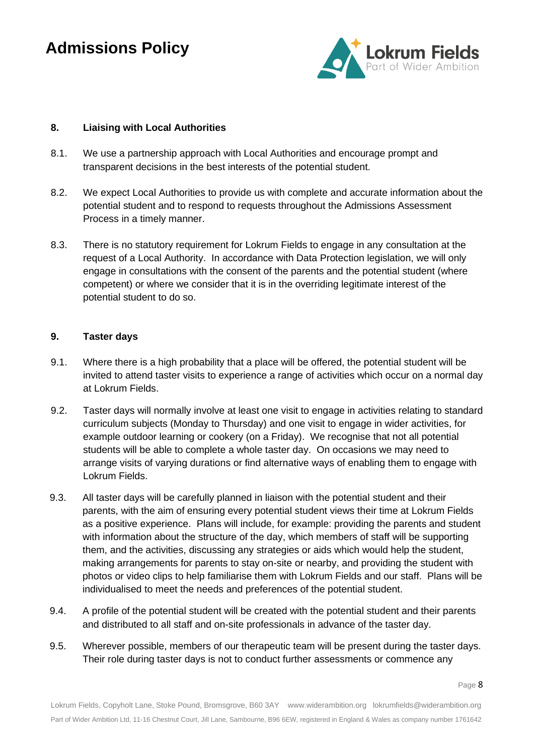## 8. Liaising with Local Authorities

8.1. We use a partnership approach with Local Authorities and encourage prompt and transparent decisions in the best interests of the potential student.

8.2. We expect Local Authorities to provide us with complete and accurate information about the potential student and to respond to requests throughout the Admissions Assessment Process in a timely manner.

8.3. There is no statutory requirement for Lokrum Fields to engage in any consultation at the request of a Local Authority. In accordance with Data Protection legislation, we will only engage in consultations with the consent of the parents and the potential student (where competent) or where we consider that it is in the overriding legitimate interest of the potential student to do so.

## 9. Taster days

9.1. Where there is a high probability that a place will be offered, the potential student will be invited to attend taster visits to experience a range of activities which occur on a normal day at Lokrum Fields.

9.2. Taster days will normally involve at least one visit to engage in activities relating to standard curriculum subjects (Monday to Thursday) and one visit to engage in wider activities, for example outdoor learning or cookery (on a Friday). We recognise that not all potential students will be able to complete a whole taster day. On occasions we may need to arrange visits of varying durations or find alternative ways of enabling them to engage with Lokrum Fields.

9.3. All taster days will be carefully planned in liaison with the potential student and their parents, with the aim of ensuring every potential student views their time at Lokrum Fields as a positive experience. Plans will include, for example: providing the parents and student with information about the structure of the day, which members of staff will be supporting them, and the activities, discussing any strategies or aids which would help the student, making arrangements for parents to stay on-site or nearby, and providing the student with photos or video clips to help familiarise them with Lokrum Fields and our staff. Plans will be individualised to meet the needs and preferences of the potential student.

9.4. A profile of the potential student will be created with the potential student and their parents and distributed to all staff and on-site professionals in advance of the taster day.

9.5. Wherever possible, members of our therapeutic team will be present during the taster days. Their role during taster days is not to conduct further assessments or commence any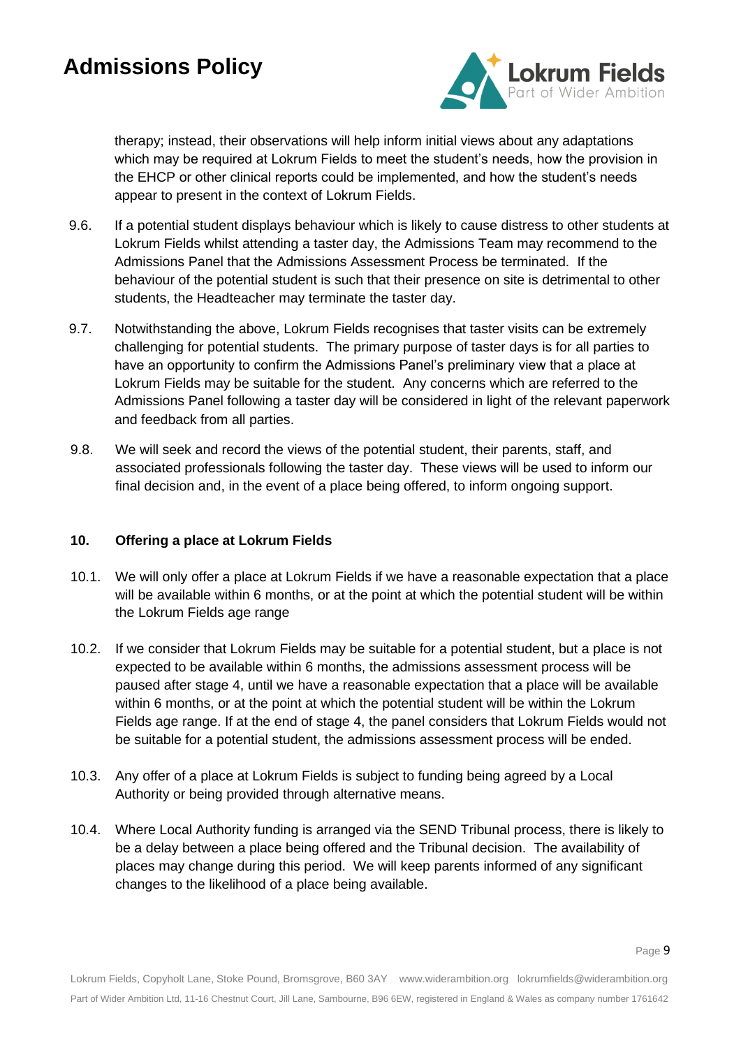therapy; instead, their observations will help inform initial views about any adaptations which may be required at Lokrum Fields to meet the student's needs, how the provision in the EHCP or other clinical reports could be implemented, and how the student's needs appear to present in the context of Lokrum Fields.

9.6. If a potential student displays behaviour which is likely to cause distress to other students at Lokrum Fields whilst attending a taster day, the Admissions Team may recommend to the Admissions Panel that the Admissions Assessment Process be terminated. If the behaviour of the potential student is such that their presence on site is detrimental to other students, the Headteacher may terminate the taster day.

9.7. Notwithstanding the above, Lokrum Fields recognises that taster visits can be extremely challenging for potential students. The primary purpose of taster days is for all parties to have an opportunity to confirm the Admissions Panel's preliminary view that a place at Lokrum Fields may be suitable for the student. Any concerns which are referred to the Admissions Panel following a taster day will be considered in light of the relevant paperwork and feedback from all parties.

9.8. We will seek and record the views of the potential student, their parents, staff, and associated professionals following the taster day. These views will be used to inform our final decision and, in the event of a place being offered, to inform ongoing support.

## 10. Offering a place at Lokrum Fields

10.1. We will only offer a place at Lokrum Fields if we have a reasonable expectation that a place will be available within 6 months, or at the point at which the potential student will be within the Lokrum Fields age range

10.2. If we consider that Lokrum Fields may be suitable for a potential student, but a place is not expected to be available within 6 months, the admissions assessment process will be paused after stage 4, until we have a reasonable expectation that a place will be available within 6 months, or at the point at which the potential student will be within the Lokrum Fields age range. If at the end of stage 4, the panel considers that Lokrum Fields would not be suitable for a potential student, the admissions assessment process will be ended.

10.3. Any offer of a place at Lokrum Fields is subject to funding being agreed by a Local Authority or being provided through alternative means.

10.4. Where Local Authority funding is arranged via the SEND Tribunal process, there is likely to be a delay between a place being offered and the Tribunal decision. The availability of places may change during this period. We will keep parents informed of any significant changes to the likelihood of a place being available.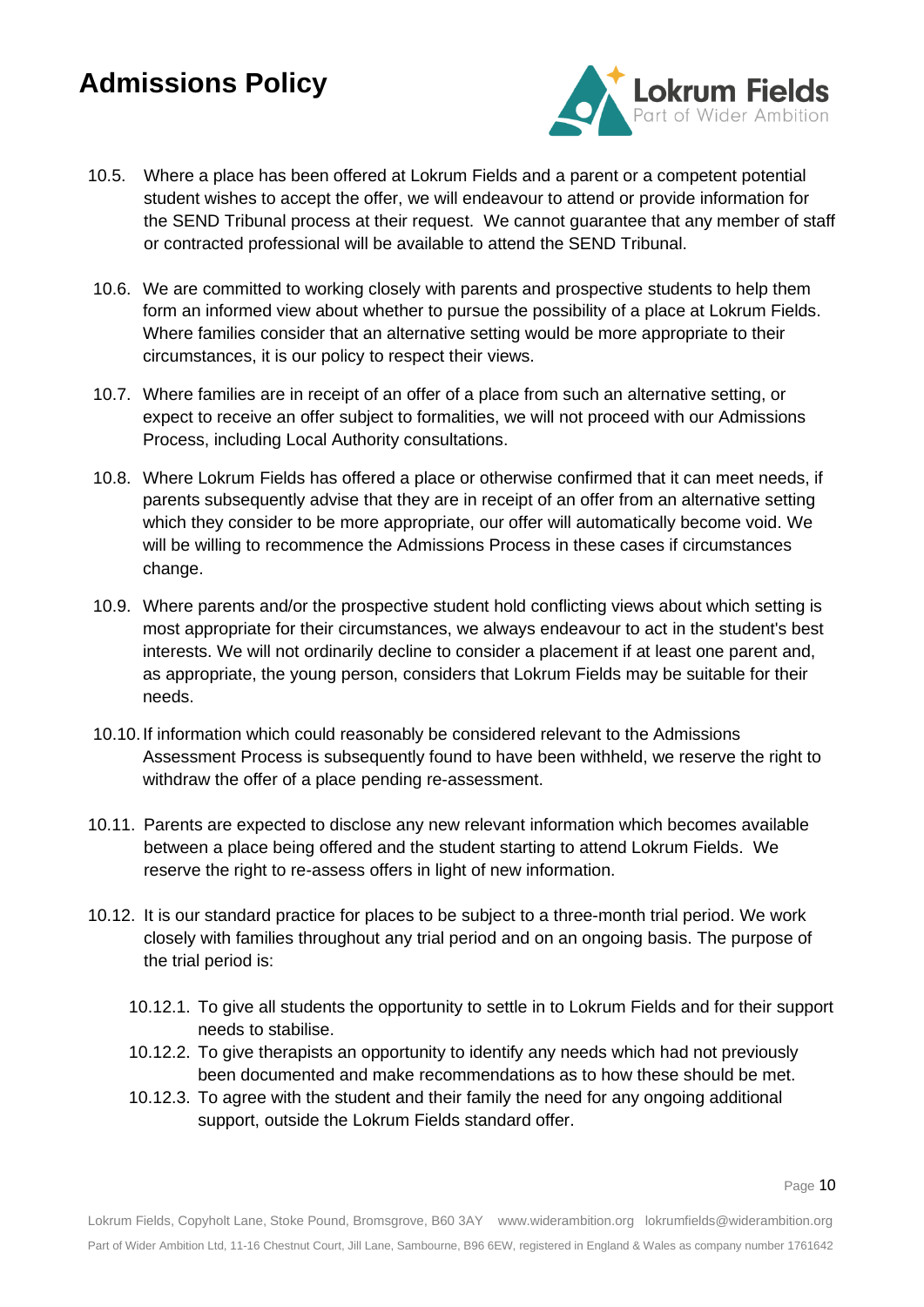10.5. Where a place has been offered at Lokrum Fields and a parent or a competent potential student wishes to accept the offer, we will endeavour to attend or provide information for the SEND Tribunal process at their request. We cannot guarantee that any member of staff or contracted professional will be available to attend the SEND Tribunal.

10.6. We are committed to working closely with parents and prospective students to help them form an informed view about whether to pursue the possibility of a place at Lokrum Fields. Where families consider that an alternative setting would be more appropriate to their circumstances, it is our policy to respect their views.

10.7. Where families are in receipt of an offer of a place from such an alternative setting, or expect to receive an offer subject to formalities, we will not proceed with our Admissions Process, including Local Authority consultations.

10.8. Where Lokrum Fields has offered a place or otherwise confirmed that it can meet needs, if parents subsequently advise that they are in receipt of an offer from an alternative setting which they consider to be more appropriate, our offer will automatically become void. We will be willing to recommence the Admissions Process in these cases if circumstances change.

10.9. Where parents and/or the prospective student hold conflicting views about which setting is most appropriate for their circumstances, we always endeavour to act in the student's best interests. We will not ordinarily decline to consider a placement if at least one parent and, as appropriate, the young person, considers that Lokrum Fields may be suitable for their needs.

10.10. If information which could reasonably be considered relevant to the Admissions Assessment Process is subsequently found to have been withheld, we reserve the right to withdraw the offer of a place pending re-assessment.

10.11. Parents are expected to disclose any new relevant information which becomes available between a place being offered and the student starting to attend Lokrum Fields. We reserve the right to re-assess offers in light of new information.

10.12. It is our standard practice for places to be subject to a three-month trial period. We work closely with families throughout any trial period and on an ongoing basis. The purpose of the trial period is:

- 10.12.1. To give all students the opportunity to settle in to Lokrum Fields and for their support needs to stabilise.
- 10.12.2. To give therapists an opportunity to identify any needs which had not previously been documented and make recommendations as to how these should be met.
- 10.12.3. To agree with the student and their family the need for any ongoing additional support, outside the Lokrum Fields standard offer.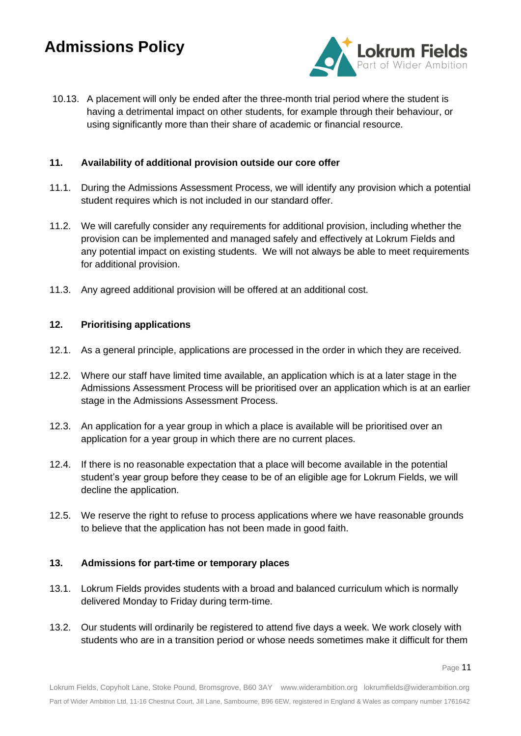10.13. A placement will only be ended after the three-month trial period where the student is having a detrimental impact on other students, for example through their behaviour, or using significantly more than their share of academic or financial resource.

## 11. Availability of additional provision outside our core offer

11.1. During the Admissions Assessment Process, we will identify any provision which a potential student requires which is not included in our standard offer.

11.2. We will carefully consider any requirements for additional provision, including whether the provision can be implemented and managed safely and effectively at Lokrum Fields and any potential impact on existing students. We will not always be able to meet requirements for additional provision.

11.3. Any agreed additional provision will be offered at an additional cost.

## 12. Prioritising applications

12.1. As a general principle, applications are processed in the order in which they are received.

12.2. Where our staff have limited time available, an application which is at a later stage in the Admissions Assessment Process will be prioritised over an application which is at an earlier stage in the Admissions Assessment Process.

12.3. An application for a year group in which a place is available will be prioritised over an application for a year group in which there are no current places.

12.4. If there is no reasonable expectation that a place will become available in the potential student's year group before they cease to be of an eligible age for Lokrum Fields, we will decline the application.

12.5. We reserve the right to refuse to process applications where we have reasonable grounds to believe that the application has not been made in good faith.

## 13. Admissions for part-time or temporary places

13.1. Lokrum Fields provides students with a broad and balanced curriculum which is normally delivered Monday to Friday during term-time.

13.2. Our students will ordinarily be registered to attend five days a week. We work closely with students who are in a transition period or whose needs sometimes make it difficult for them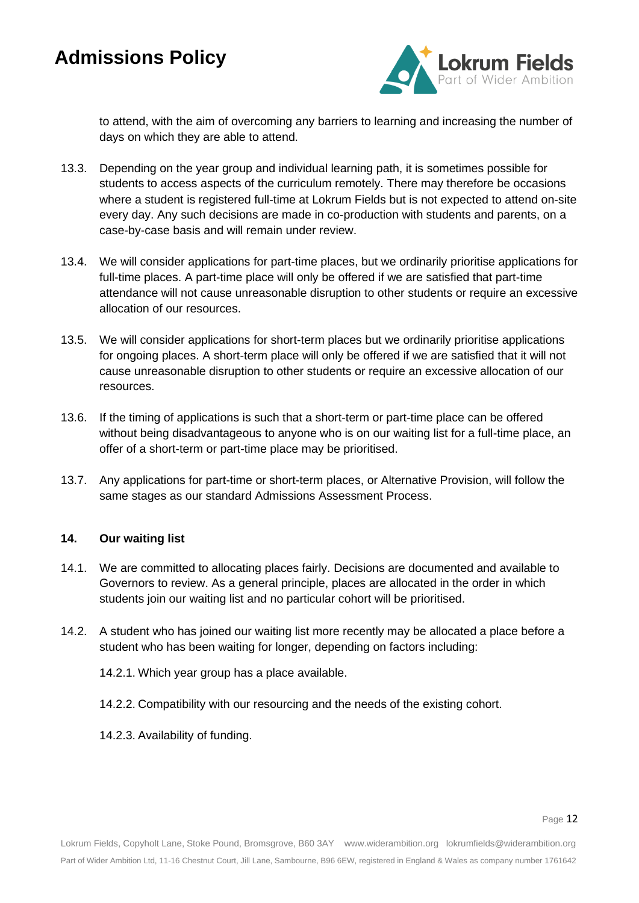to attend, with the aim of overcoming any barriers to learning and increasing the number of days on which they are able to attend.

13.3. Depending on the year group and individual learning path, it is sometimes possible for students to access aspects of the curriculum remotely. There may therefore be occasions where a student is registered full-time at Lokrum Fields but is not expected to attend on-site every day. Any such decisions are made in co-production with students and parents, on a case-by-case basis and will remain under review.

13.4. We will consider applications for part-time places, but we ordinarily prioritise applications for full-time places. A part-time place will only be offered if we are satisfied that part-time attendance will not cause unreasonable disruption to other students or require an excessive allocation of our resources.

13.5. We will consider applications for short-term places but we ordinarily prioritise applications for ongoing places. A short-term place will only be offered if we are satisfied that it will not cause unreasonable disruption to other students or require an excessive allocation of our resources.

13.6. If the timing of applications is such that a short-term or part-time place can be offered without being disadvantageous to anyone who is on our waiting list for a full-time place, an offer of a short-term or part-time place may be prioritised.

13.7. Any applications for part-time or short-term places, or Alternative Provision, will follow the same stages as our standard Admissions Assessment Process.

### 14. Our waiting list

14.1. We are committed to allocating places fairly. Decisions are documented and available to Governors to review. As a general principle, places are allocated in the order in which students join our waiting list and no particular cohort will be prioritised.

14.2. A student who has joined our waiting list more recently may be allocated a place before a student who has been waiting for longer, depending on factors including:

14.2.1. Which year group has a place available.

14.2.2. Compatibility with our resourcing and the needs of the existing cohort.

14.2.3. Availability of funding.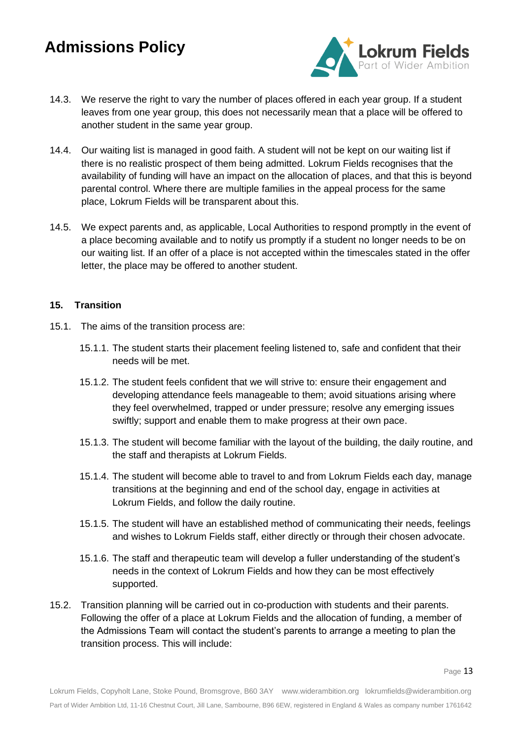14.3. We reserve the right to vary the number of places offered in each year group. If a student leaves from one year group, this does not necessarily mean that a place will be offered to another student in the same year group.

14.4. Our waiting list is managed in good faith. A student will not be kept on our waiting list if there is no realistic prospect of them being admitted. Lokrum Fields recognises that the availability of funding will have an impact on the allocation of places, and that this is beyond parental control. Where there are multiple families in the appeal process for the same place, Lokrum Fields will be transparent about this.

14.5. We expect parents and, as applicable, Local Authorities to respond promptly in the event of a place becoming available and to notify us promptly if a student no longer needs to be on our waiting list. If an offer of a place is not accepted within the timescales stated in the offer letter, the place may be offered to another student.

## 15. Transition

15.1. The aims of the transition process are:

15.1.1. The student starts their placement feeling listened to, safe and confident that their needs will be met.

15.1.2. The student feels confident that we will strive to: ensure their engagement and developing attendance feels manageable to them; avoid situations arising where they feel overwhelmed, trapped or under pressure; resolve any emerging issues swiftly; support and enable them to make progress at their own pace.

15.1.3. The student will become familiar with the layout of the building, the daily routine, and the staff and therapists at Lokrum Fields.

15.1.4. The student will become able to travel to and from Lokrum Fields each day, manage transitions at the beginning and end of the school day, engage in activities at Lokrum Fields, and follow the daily routine.

15.1.5. The student will have an established method of communicating their needs, feelings and wishes to Lokrum Fields staff, either directly or through their chosen advocate.

15.1.6. The staff and therapeutic team will develop a fuller understanding of the student's needs in the context of Lokrum Fields and how they can be most effectively supported.

15.2. Transition planning will be carried out in co-production with students and their parents. Following the offer of a place at Lokrum Fields and the allocation of funding, a member of the Admissions Team will contact the student's parents to arrange a meeting to plan the transition process. This will include: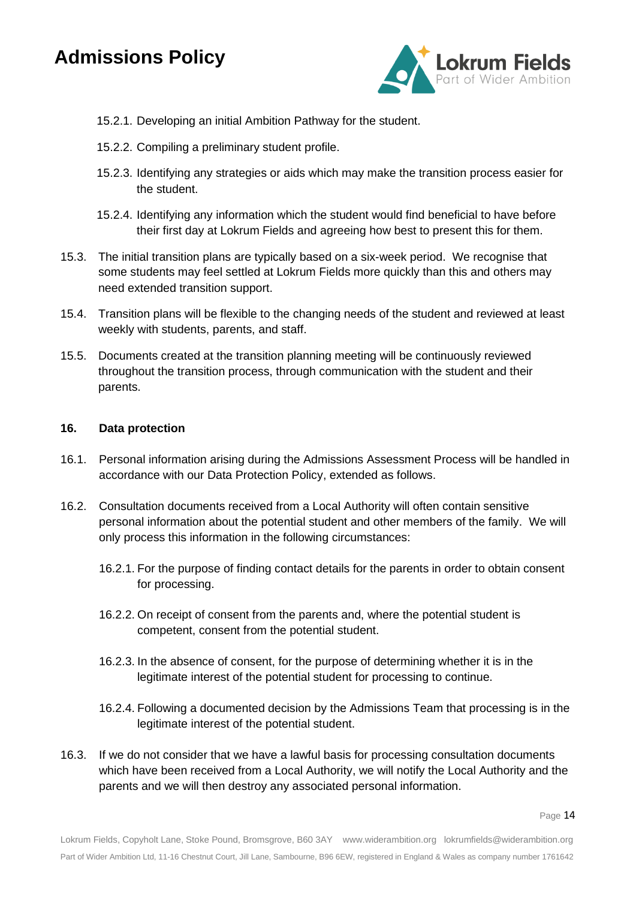15.2.1. Developing an initial Ambition Pathway for the student.

15.2.2. Compiling a preliminary student profile.

15.2.3. Identifying any strategies or aids which may make the transition process easier for the student.

15.2.4. Identifying any information which the student would find beneficial to have before their first day at Lokrum Fields and agreeing how best to present this for them.

15.3. The initial transition plans are typically based on a six-week period. We recognise that some students may feel settled at Lokrum Fields more quickly than this and others may need extended transition support.

15.4. Transition plans will be flexible to the changing needs of the student and reviewed at least weekly with students, parents, and staff.

15.5. Documents created at the transition planning meeting will be continuously reviewed throughout the transition process, through communication with the student and their parents.

**16. Data protection**

16.1. Personal information arising during the Admissions Assessment Process will be handled in accordance with our Data Protection Policy, extended as follows.

16.2. Consultation documents received from a Local Authority will often contain sensitive personal information about the potential student and other members of the family. We will only process this information in the following circumstances:

16.2.1. For the purpose of finding contact details for the parents in order to obtain consent for processing.

16.2.2. On receipt of consent from the parents and, where the potential student is competent, consent from the potential student.

16.2.3. In the absence of consent, for the purpose of determining whether it is in the legitimate interest of the potential student for processing to continue.

16.2.4. Following a documented decision by the Admissions Team that processing is in the legitimate interest of the potential student.

16.3. If we do not consider that we have a lawful basis for processing consultation documents which have been received from a Local Authority, we will notify the Local Authority and the parents and we will then destroy any associated personal information.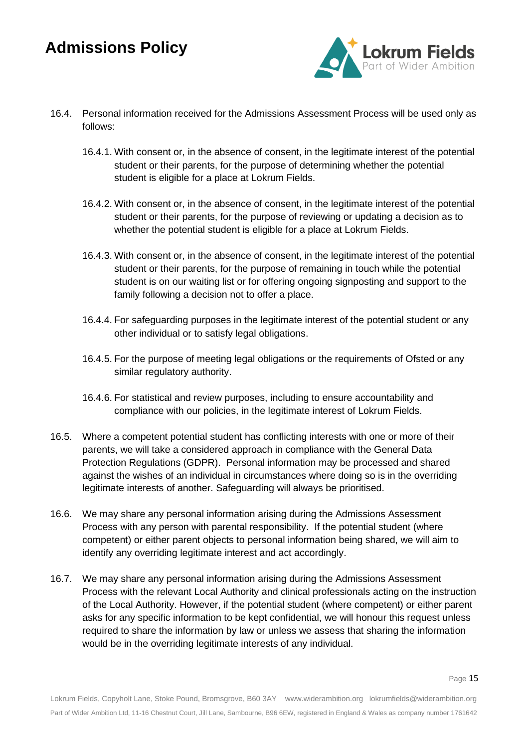16.4. Personal information received for the Admissions Assessment Process will be used only as follows:

16.4.1. With consent or, in the absence of consent, in the legitimate interest of the potential student or their parents, for the purpose of determining whether the potential student is eligible for a place at Lokrum Fields.

16.4.2. With consent or, in the absence of consent, in the legitimate interest of the potential student or their parents, for the purpose of reviewing or updating a decision as to whether the potential student is eligible for a place at Lokrum Fields.

16.4.3. With consent or, in the absence of consent, in the legitimate interest of the potential student or their parents, for the purpose of remaining in touch while the potential student is on our waiting list or for offering ongoing signposting and support to the family following a decision not to offer a place.

16.4.4. For safeguarding purposes in the legitimate interest of the potential student or any other individual or to satisfy legal obligations.

16.4.5. For the purpose of meeting legal obligations or the requirements of Ofsted or any similar regulatory authority.

16.4.6. For statistical and review purposes, including to ensure accountability and compliance with our policies, in the legitimate interest of Lokrum Fields.

16.5. Where a competent potential student has conflicting interests with one or more of their parents, we will take a considered approach in compliance with the General Data Protection Regulations (GDPR). Personal information may be processed and shared against the wishes of an individual in circumstances where doing so is in the overriding legitimate interests of another. Safeguarding will always be prioritised.

16.6. We may share any personal information arising during the Admissions Assessment Process with any person with parental responsibility. If the potential student (where competent) or either parent objects to personal information being shared, we will aim to identify any overriding legitimate interest and act accordingly.

16.7. We may share any personal information arising during the Admissions Assessment Process with the relevant Local Authority and clinical professionals acting on the instruction of the Local Authority. However, if the potential student (where competent) or either parent asks for any specific information to be kept confidential, we will honour this request unless required to share the information by law or unless we assess that sharing the information would be in the overriding legitimate interests of any individual.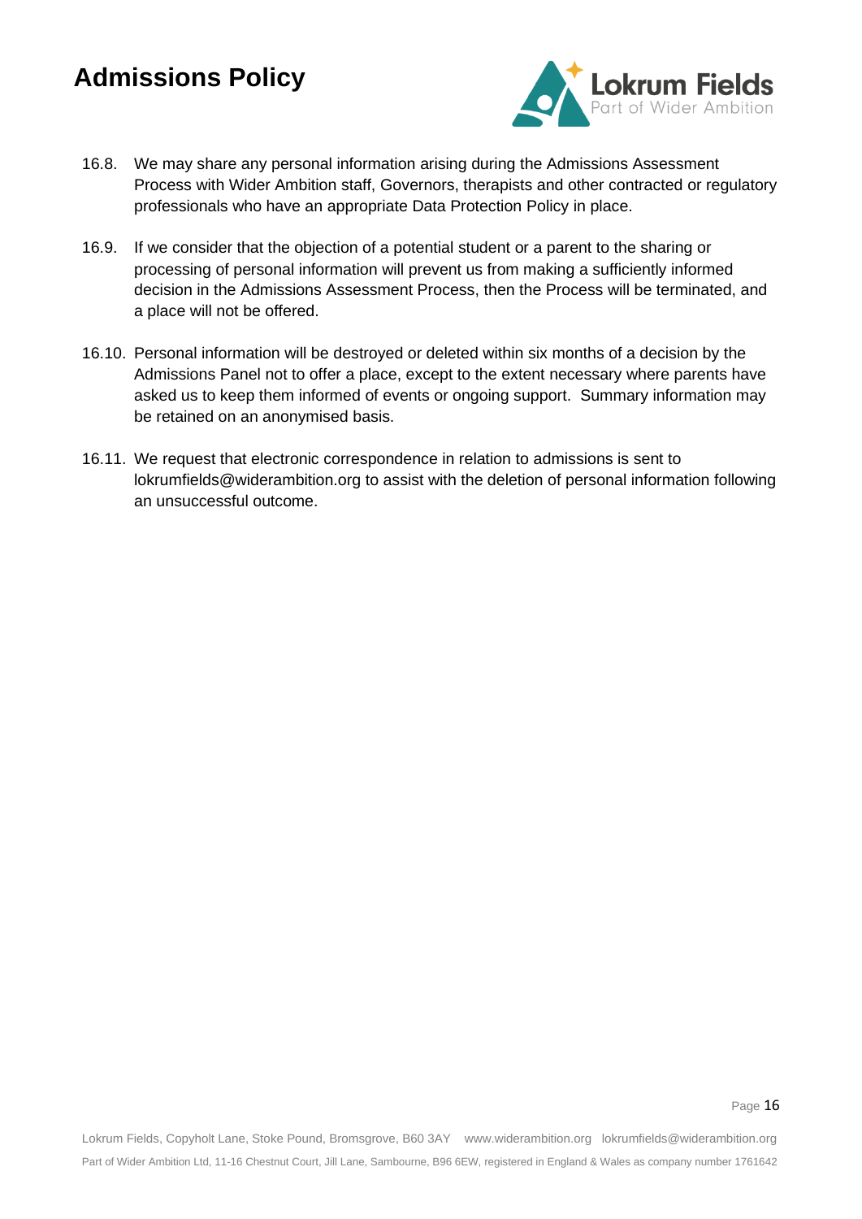16.8. We may share any personal information arising during the Admissions Assessment Process with Wider Ambition staff, Governors, therapists and other contracted or regulatory professionals who have an appropriate Data Protection Policy in place.

16.9. If we consider that the objection of a potential student or a parent to the sharing or processing of personal information will prevent us from making a sufficiently informed decision in the Admissions Assessment Process, then the Process will be terminated, and a place will not be offered.

16.10. Personal information will be destroyed or deleted within six months of a decision by the Admissions Panel not to offer a place, except to the extent necessary where parents have asked us to keep them informed of events or ongoing support. Summary information may be retained on an anonymised basis.

16.11. We request that electronic correspondence in relation to admissions is sent to lokrumfields@widerambition.org to assist with the deletion of personal information following an unsuccessful outcome.